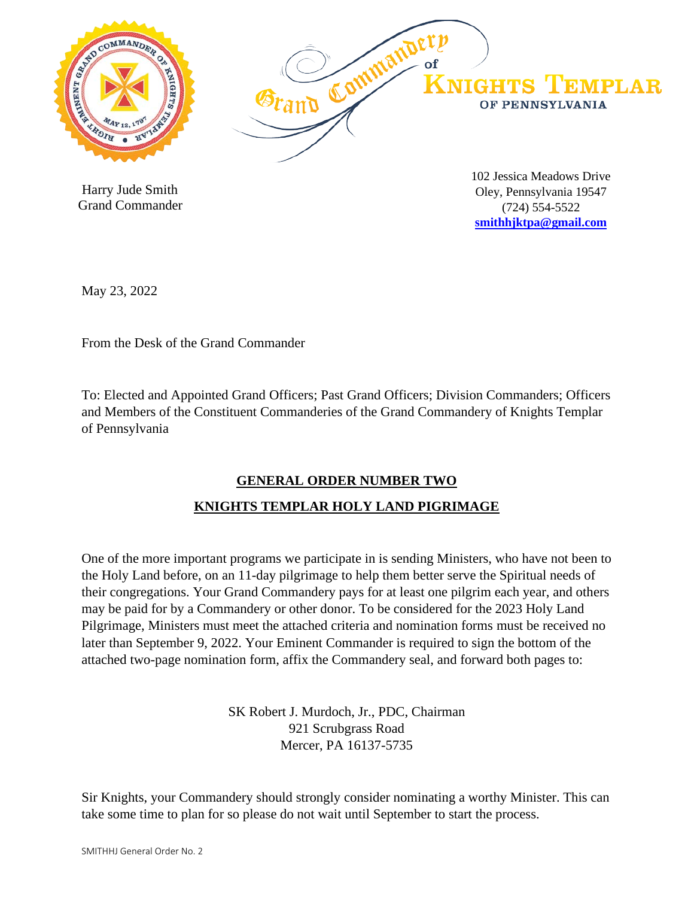Grand Commandery of KNIGHTS TEMPLAR OF PENNSYLVANIA

Harry Jude Smith
Grand Commander

102 Jessica Meadows Drive
Oley, Pennsylvania 19547
(724) 554-5522
**smithhjktpa@gmail.com**

May 23, 2022

From the Desk of the Grand Commander

To: Elected and Appointed Grand Officers; Past Grand Officers; Division Commanders; Officers and Members of the Constituent Commanderies of the Grand Commandery of Knights Templar of Pennsylvania

## GENERAL ORDER NUMBER TWO

## KNIGHTS TEMPLAR HOLY LAND PIGRIMAGE

One of the more important programs we participate in is sending Ministers, who have not been to the Holy Land before, on an 11-day pilgrimage to help them better serve the Spiritual needs of their congregations. Your Grand Commandery pays for at least one pilgrim each year, and others may be paid for by a Commandery or other donor. To be considered for the 2023 Holy Land Pilgrimage, Ministers must meet the attached criteria and nomination forms must be received no later than September 9, 2022. Your Eminent Commander is required to sign the bottom of the attached two-page nomination form, affix the Commandery seal, and forward both pages to:

SK Robert J. Murdoch, Jr., PDC, Chairman
921 Scrubgrass Road
Mercer, PA 16137-5735

Sir Knights, your Commandery should strongly consider nominating a worthy Minister. This can take some time to plan for so please do not wait until September to start the process.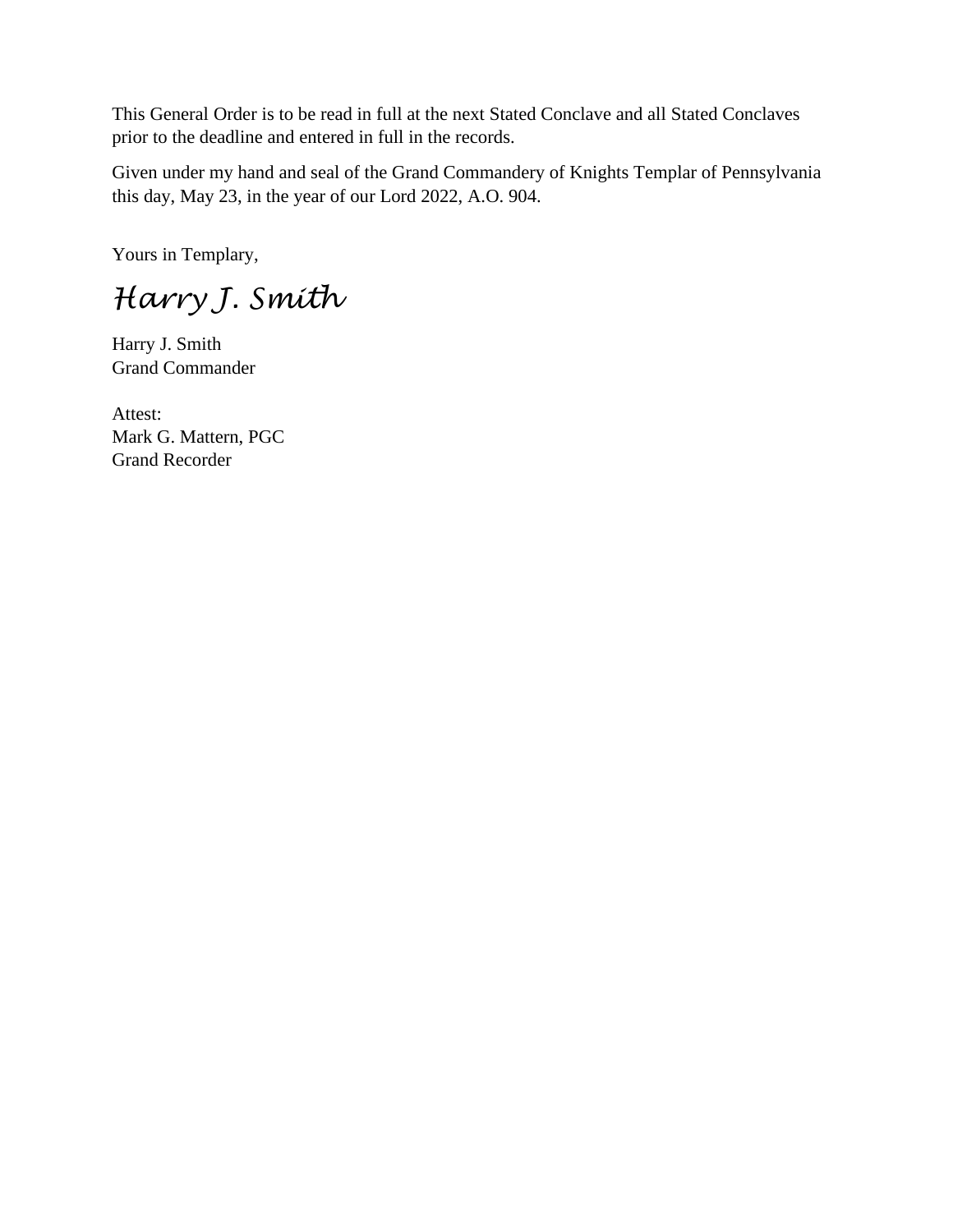This General Order is to be read in full at the next Stated Conclave and all Stated Conclaves prior to the deadline and entered in full in the records.

Given under my hand and seal of the Grand Commandery of Knights Templar of Pennsylvania this day, May 23, in the year of our Lord 2022, A.O. 904.

Yours in Templary,

*Harry J. Smith*

Harry J. Smith  
Grand Commander

Attest:  
Mark G. Mattern, PGC  
Grand Recorder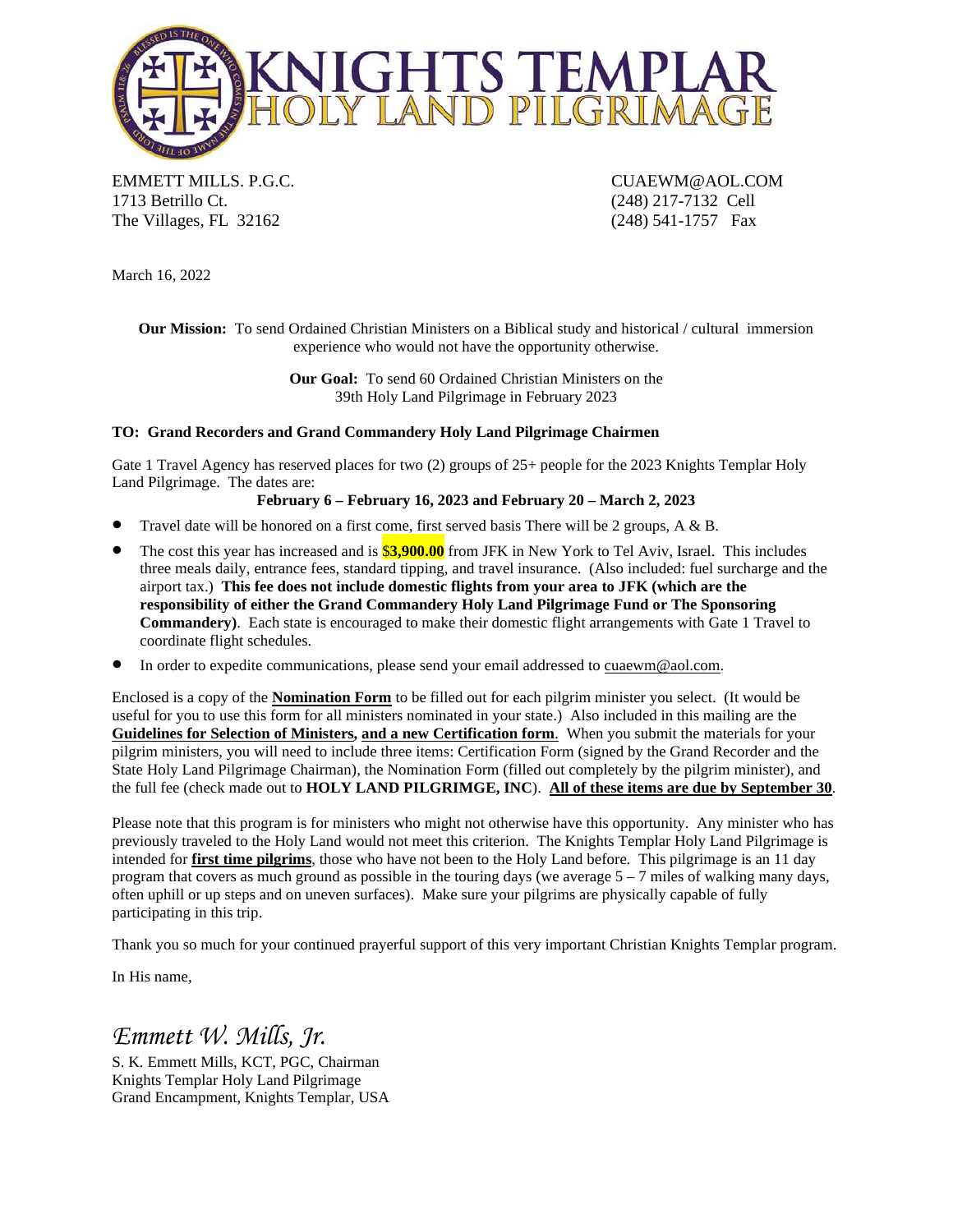# KNIGHTS TEMPLAR HOLY LAND PILGRIMAGE

EMMETT MILLS. P.G.C.
1713 Betrillo Ct.
The Villages, FL 32162

CUAEWM@AOL.COM
(248) 217-7132 Cell
(248) 541-1757 Fax

March 16, 2022

**Our Mission:** To send Ordained Christian Ministers on a Biblical study and historical / cultural immersion experience who would not have the opportunity otherwise.

**Our Goal:** To send 60 Ordained Christian Ministers on the 39th Holy Land Pilgrimage in February 2023

**TO: Grand Recorders and Grand Commandery Holy Land Pilgrimage Chairmen**

Gate 1 Travel Agency has reserved places for two (2) groups of 25+ people for the 2023 Knights Templar Holy Land Pilgrimage. The dates are:

**February 6 – February 16, 2023 and February 20 – March 2, 2023**

- Travel date will be honored on a first come, first served basis There will be 2 groups, A & B.
- The cost this year has increased and is $**3,900.00** from JFK in New York to Tel Aviv, Israel. This includes three meals daily, entrance fees, standard tipping, and travel insurance. (Also included: fuel surcharge and the airport tax.) **This fee does not include domestic flights from your area to JFK (which are the responsibility of either the Grand Commandery Holy Land Pilgrimage Fund or The Sponsoring Commandery)**. Each state is encouraged to make their domestic flight arrangements with Gate 1 Travel to coordinate flight schedules.
- In order to expedite communications, please send your email addressed to cuaewm@aol.com.

Enclosed is a copy of the **Nomination Form** to be filled out for each pilgrim minister you select. (It would be useful for you to use this form for all ministers nominated in your state.) Also included in this mailing are the **Guidelines for Selection of Ministers, and a new Certification form**. When you submit the materials for your pilgrim ministers, you will need to include three items: Certification Form (signed by the Grand Recorder and the State Holy Land Pilgrimage Chairman), the Nomination Form (filled out completely by the pilgrim minister), and the full fee (check made out to **HOLY LAND PILGRIMGE, INC**). **All of these items are due by September 30**.

Please note that this program is for ministers who might not otherwise have this opportunity. Any minister who has previously traveled to the Holy Land would not meet this criterion. The Knights Templar Holy Land Pilgrimage is intended for **first time pilgrims**, those who have not been to the Holy Land before. This pilgrimage is an 11 day program that covers as much ground as possible in the touring days (we average 5 – 7 miles of walking many days, often uphill or up steps and on uneven surfaces). Make sure your pilgrims are physically capable of fully participating in this trip.

Thank you so much for your continued prayerful support of this very important Christian Knights Templar program.

In His name,

*Emmett W. Mills, Jr.*

S. K. Emmett Mills, KCT, PGC, Chairman
Knights Templar Holy Land Pilgrimage
Grand Encampment, Knights Templar, USA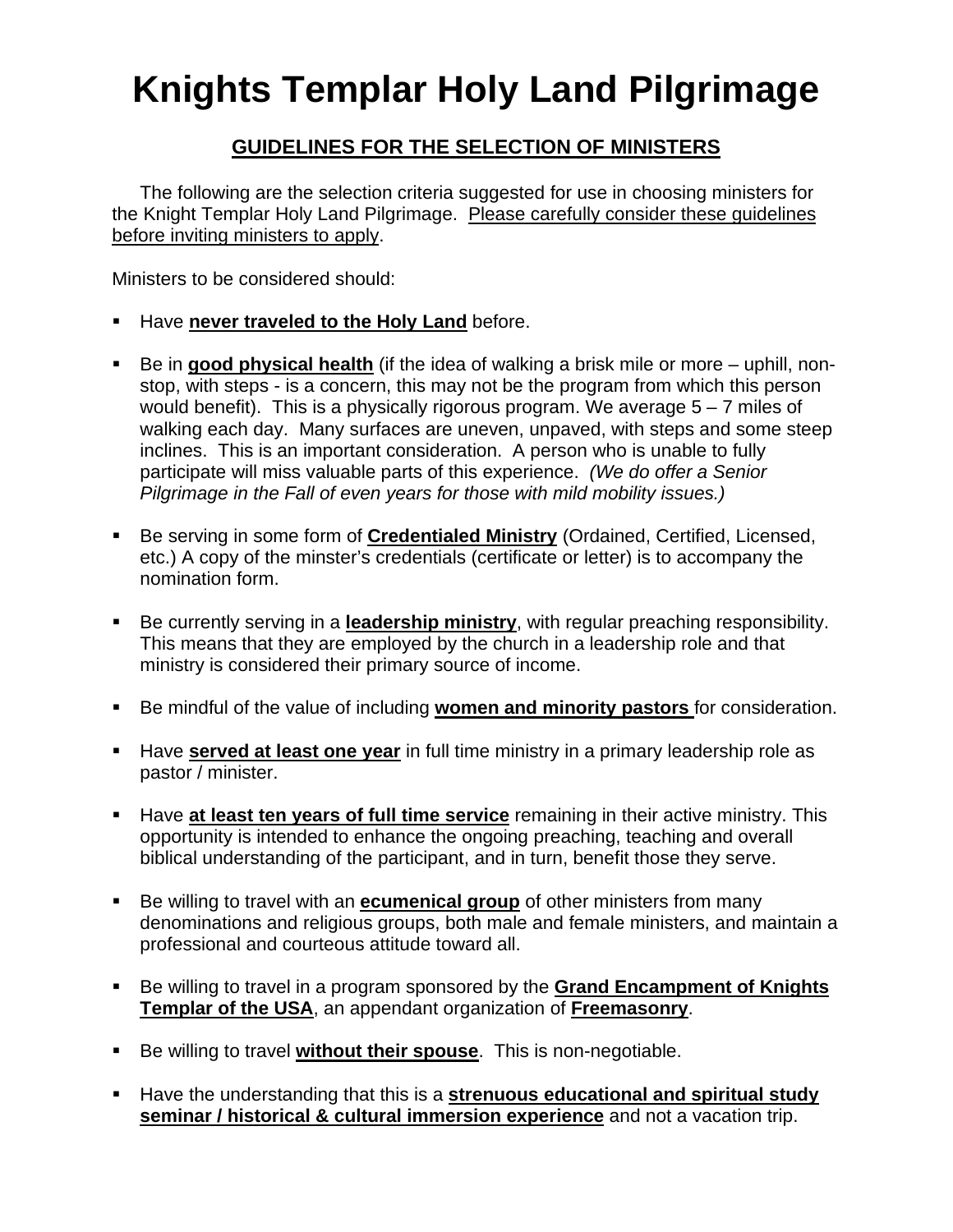# Knights Templar Holy Land Pilgrimage

## GUIDELINES FOR THE SELECTION OF MINISTERS

The following are the selection criteria suggested for use in choosing ministers for the Knight Templar Holy Land Pilgrimage. <u>Please carefully consider these guidelines before inviting ministers to apply</u>.

Ministers to be considered should:

- Have **<u>never traveled to the Holy Land</u>** before.
- Be in **<u>good physical health</u>** (if the idea of walking a brisk mile or more – uphill, non-stop, with steps - is a concern, this may not be the program from which this person would benefit). This is a physically rigorous program. We average 5 – 7 miles of walking each day. Many surfaces are uneven, unpaved, with steps and some steep inclines. This is an important consideration. A person who is unable to fully participate will miss valuable parts of this experience. *(We do offer a Senior Pilgrimage in the Fall of even years for those with mild mobility issues.)*
- Be serving in some form of **<u>Credentialed Ministry</u>** (Ordained, Certified, Licensed, etc.) A copy of the minster's credentials (certificate or letter) is to accompany the nomination form.
- Be currently serving in a **<u>leadership ministry</u>**, with regular preaching responsibility. This means that they are employed by the church in a leadership role and that ministry is considered their primary source of income.
- Be mindful of the value of including **<u>women and minority pastors</u>** for consideration.
- Have **<u>served at least one year</u>** in full time ministry in a primary leadership role as pastor / minister.
- Have **<u>at least ten years of full time service</u>** remaining in their active ministry. This opportunity is intended to enhance the ongoing preaching, teaching and overall biblical understanding of the participant, and in turn, benefit those they serve.
- Be willing to travel with an **<u>ecumenical group</u>** of other ministers from many denominations and religious groups, both male and female ministers, and maintain a professional and courteous attitude toward all.
- Be willing to travel in a program sponsored by the **<u>Grand Encampment of Knights Templar of the USA</u>**, an appendant organization of **<u>Freemasonry</u>**.
- Be willing to travel **<u>without their spouse</u>**. This is non-negotiable.
- Have the understanding that this is a **<u>strenuous educational and spiritual study seminar / historical & cultural immersion experience</u>** and not a vacation trip.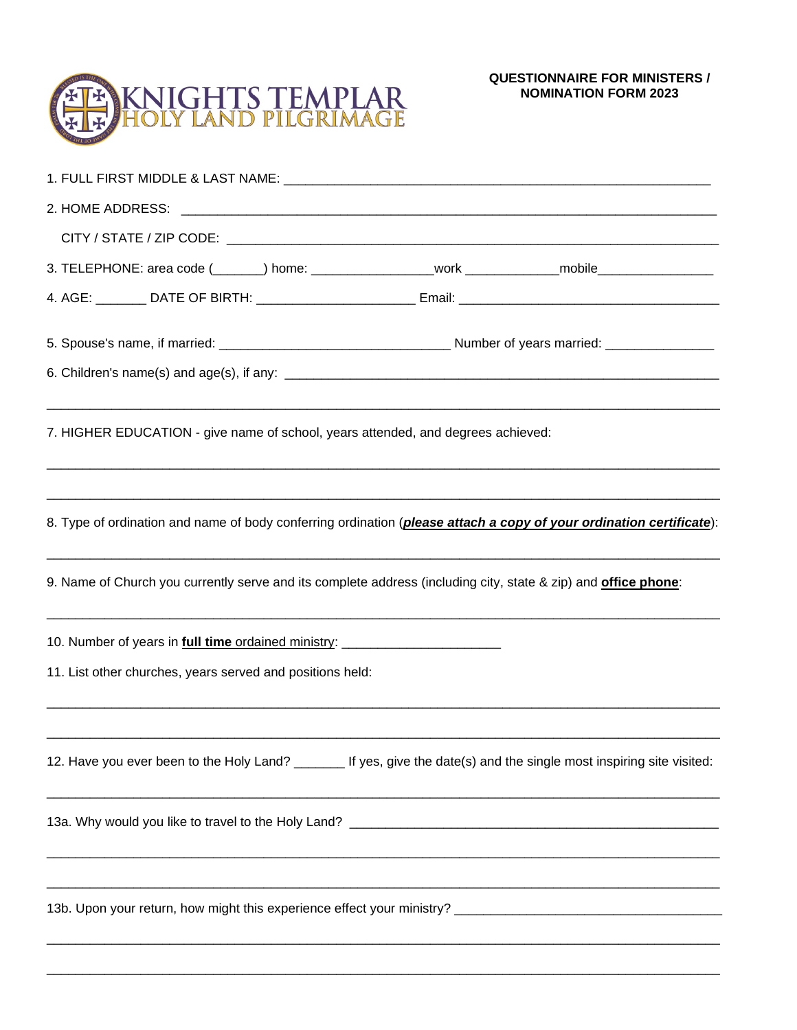KNIGHTS TEMPLAR
HOLY LAND PILGRIMAGE

**QUESTIONNAIRE FOR MINISTERS / NOMINATION FORM 2023**

1. FULL FIRST MIDDLE & LAST NAME: ___________________________________________________________

2. HOME ADDRESS: ___________________________________________________________

   CITY / STATE / ZIP CODE: ___________________________________________________________

3. TELEPHONE: area code (_______) home: ________________work ____________mobile________________

4. AGE: _______ DATE OF BIRTH: _____________________ Email: ___________________________________

5. Spouse's name, if married: _______________________________ Number of years married: ______________

6. Children's name(s) and age(s), if any: ___________________________________________________________

___________________________________________________________________________________________

7. HIGHER EDUCATION - give name of school, years attended, and degrees achieved:

___________________________________________________________________________________________

___________________________________________________________________________________________

8. Type of ordination and name of body conferring ordination (***please attach a copy of your ordination certificate***):

___________________________________________________________________________________________

9. Name of Church you currently serve and its complete address (including city, state & zip) and **office phone**:

___________________________________________________________________________________________

10. Number of years in **full time** ordained ministry: ______________________

11. List other churches, years served and positions held:

___________________________________________________________________________________________

___________________________________________________________________________________________

12. Have you ever been to the Holy Land? _______ If yes, give the date(s) and the single most inspiring site visited:

___________________________________________________________________________________________

13a. Why would you like to travel to the Holy Land? ___________________________________________________

___________________________________________________________________________________________

___________________________________________________________________________________________

13b. Upon your return, how might this experience effect your ministry? ____________________________________

___________________________________________________________________________________________

___________________________________________________________________________________________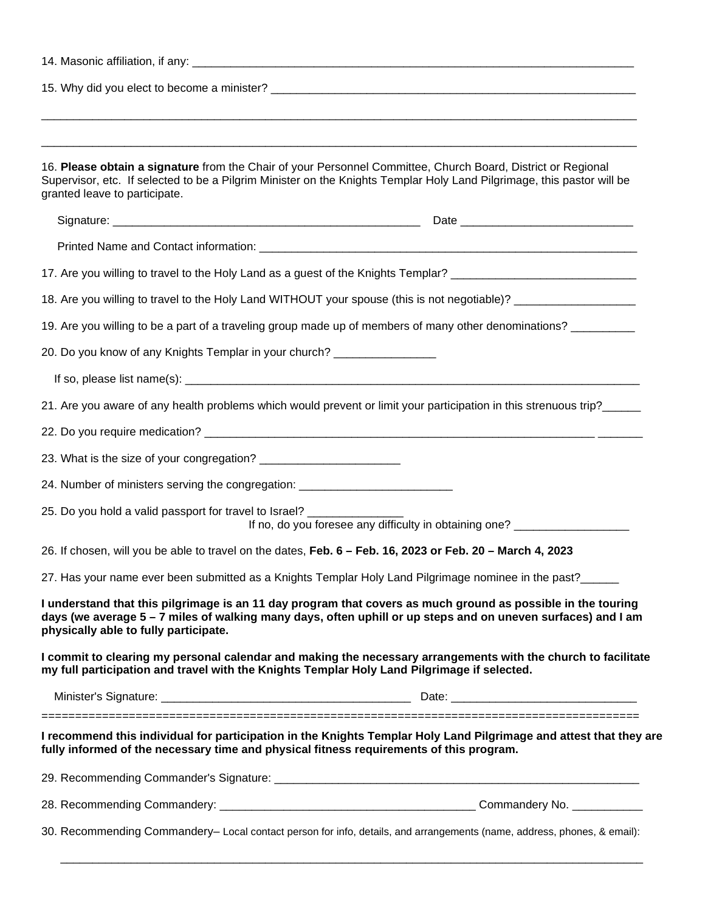14. Masonic affiliation, if any: ___________________________________________________________________

15. Why did you elect to become a minister? ________________________________________________________

_____________________________________________________________________________________________

_____________________________________________________________________________________________

16. **Please obtain a signature** from the Chair of your Personnel Committee, Church Board, District or Regional Supervisor, etc. If selected to be a Pilgrim Minister on the Knights Templar Holy Land Pilgrimage, this pastor will be granted leave to participate.

Signature: _______________________________________________ Date ___________________________

Printed Name and Contact information: ____________________________________________________________

17. Are you willing to travel to the Holy Land as a guest of the Knights Templar? _____________________________

18. Are you willing to travel to the Holy Land WITHOUT your spouse (this is not negotiable)? ___________________

19. Are you willing to be a part of a traveling group made up of members of many other denominations? __________

20. Do you know of any Knights Templar in your church? ________________

If so, please list name(s): ________________________________________________________________________

21. Are you aware of any health problems which would prevent or limit your participation in this strenuous trip?______

22. Do you require medication? _____________________________________________________________ _______

23. What is the size of your congregation? ______________________

24. Number of ministers serving the congregation: ________________________

25. Do you hold a valid passport for travel to Israel? _______________

If no, do you foresee any difficulty in obtaining one? __________________

26. If chosen, will you be able to travel on the dates, **Feb. 6 – Feb. 16, 2023 or Feb. 20 – March 4, 2023**

27. Has your name ever been submitted as a Knights Templar Holy Land Pilgrimage nominee in the past?______

**I understand that this pilgrimage is an 11 day program that covers as much ground as possible in the touring days (we average 5 – 7 miles of walking many days, often uphill or up steps and on uneven surfaces) and I am physically able to fully participate.**

**I commit to clearing my personal calendar and making the necessary arrangements with the church to facilitate my full participation and travel with the Knights Templar Holy Land Pilgrimage if selected.**

Minister's Signature: _______________________________________ Date: _____________________________

======================================================================================

**I recommend this individual for participation in the Knights Templar Holy Land Pilgrimage and attest that they are fully informed of the necessary time and physical fitness requirements of this program.**

29. Recommending Commander's Signature: ____________________________________________________________

28. Recommending Commandery: _________________________________________ Commandery No. ___________

30. Recommending Commandery– Local contact person for info, details, and arrangements (name, address, phones, & email):

_____________________________________________________________________________________________